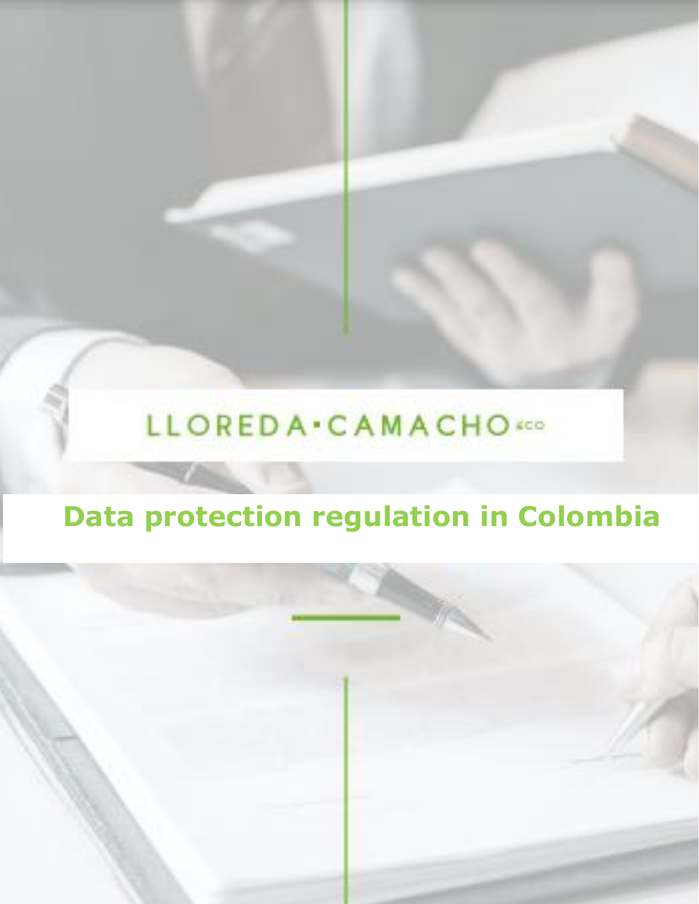LLOREDA•CAMACHO&CO

# Data protection regulation in Colombia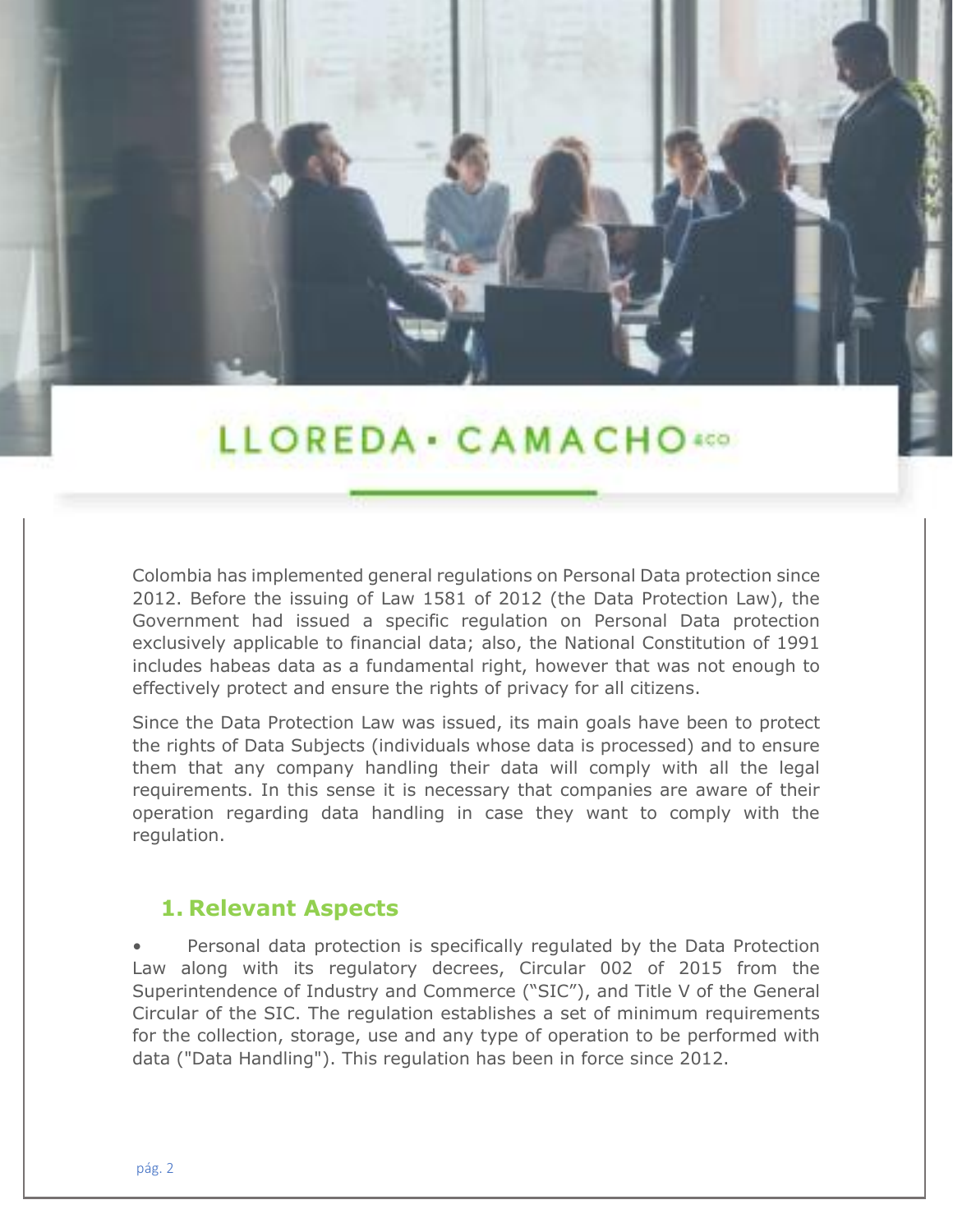LLOREDA • CAMACHO &CO

Colombia has implemented general regulations on Personal Data protection since 2012. Before the issuing of Law 1581 of 2012 (the Data Protection Law), the Government had issued a specific regulation on Personal Data protection exclusively applicable to financial data; also, the National Constitution of 1991 includes habeas data as a fundamental right, however that was not enough to effectively protect and ensure the rights of privacy for all citizens.

Since the Data Protection Law was issued, its main goals have been to protect the rights of Data Subjects (individuals whose data is processed) and to ensure them that any company handling their data will comply with all the legal requirements. In this sense it is necessary that companies are aware of their operation regarding data handling in case they want to comply with the regulation.

## 1. Relevant Aspects

- Personal data protection is specifically regulated by the Data Protection Law along with its regulatory decrees, Circular 002 of 2015 from the Superintendence of Industry and Commerce ("SIC"), and Title V of the General Circular of the SIC. The regulation establishes a set of minimum requirements for the collection, storage, use and any type of operation to be performed with data ("Data Handling"). This regulation has been in force since 2012.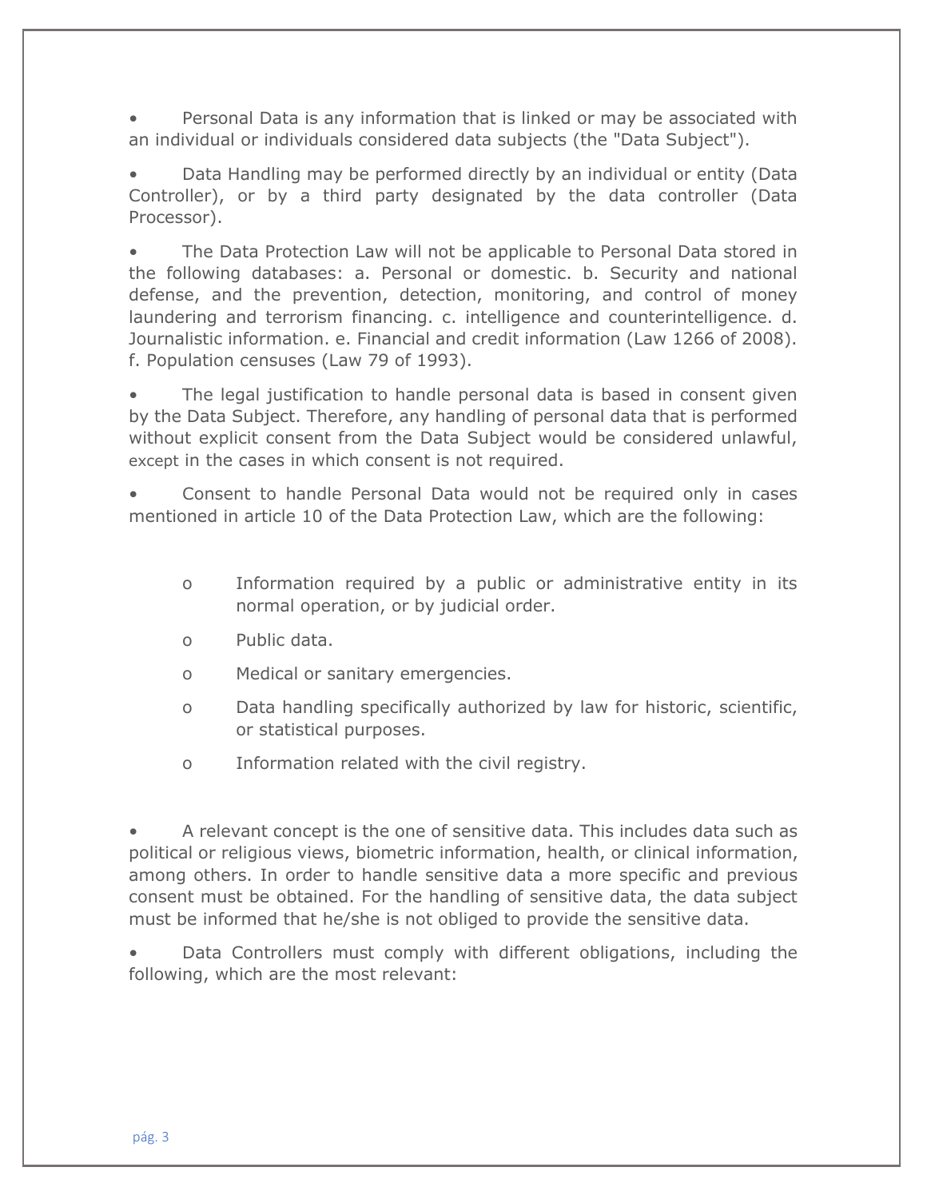- Personal Data is any information that is linked or may be associated with an individual or individuals considered data subjects (the "Data Subject").

- Data Handling may be performed directly by an individual or entity (Data Controller), or by a third party designated by the data controller (Data Processor).

- The Data Protection Law will not be applicable to Personal Data stored in the following databases: a. Personal or domestic. b. Security and national defense, and the prevention, detection, monitoring, and control of money laundering and terrorism financing. c. intelligence and counterintelligence. d. Journalistic information. e. Financial and credit information (Law 1266 of 2008). f. Population censuses (Law 79 of 1993).

- The legal justification to handle personal data is based in consent given by the Data Subject. Therefore, any handling of personal data that is performed without explicit consent from the Data Subject would be considered unlawful, except in the cases in which consent is not required.

- Consent to handle Personal Data would not be required only in cases mentioned in article 10 of the Data Protection Law, which are the following:

  - Information required by a public or administrative entity in its normal operation, or by judicial order.
  - Public data.
  - Medical or sanitary emergencies.
  - Data handling specifically authorized by law for historic, scientific, or statistical purposes.
  - Information related with the civil registry.

- A relevant concept is the one of sensitive data. This includes data such as political or religious views, biometric information, health, or clinical information, among others. In order to handle sensitive data a more specific and previous consent must be obtained. For the handling of sensitive data, the data subject must be informed that he/she is not obliged to provide the sensitive data.

- Data Controllers must comply with different obligations, including the following, which are the most relevant: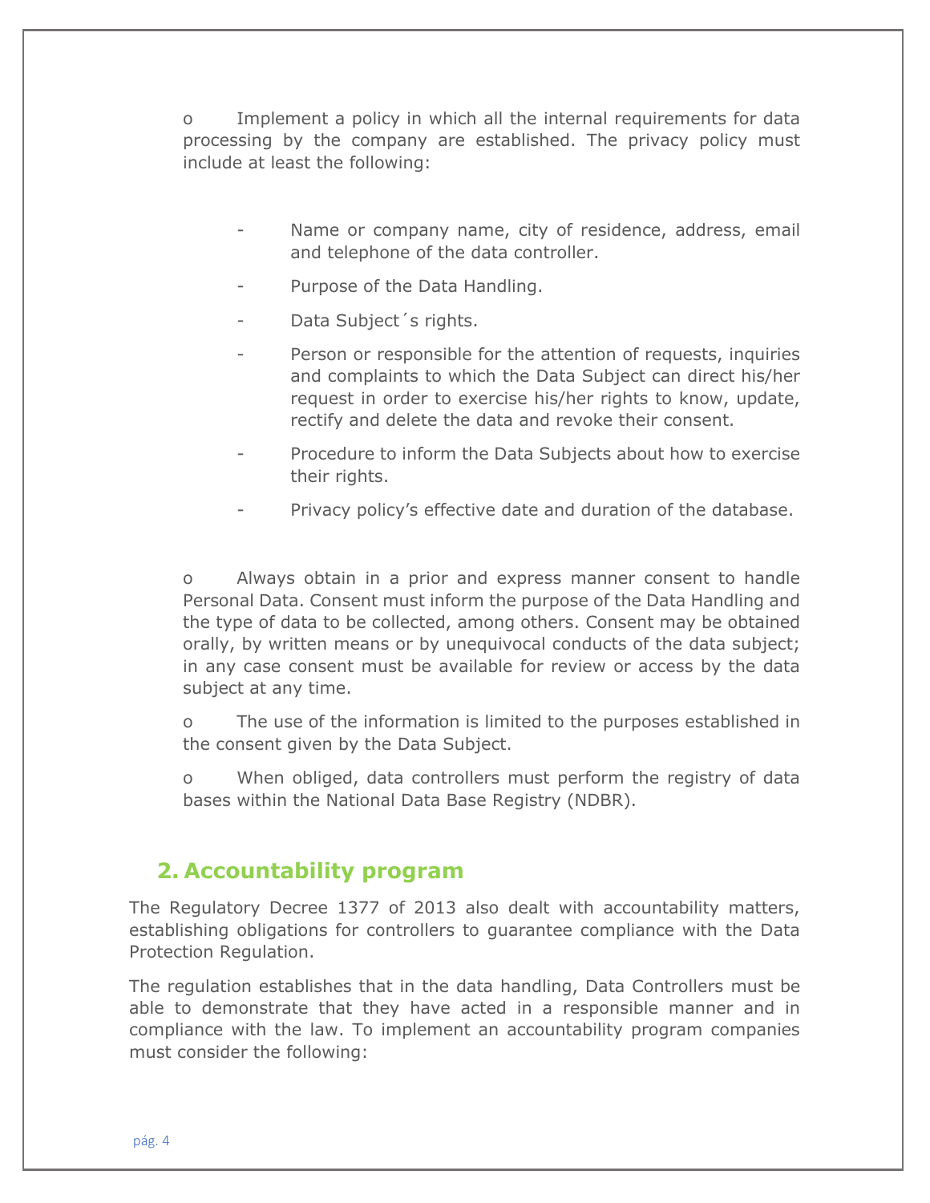- Implement a policy in which all the internal requirements for data processing by the company are established. The privacy policy must include at least the following:

  - Name or company name, city of residence, address, email and telephone of the data controller.
  - Purpose of the Data Handling.
  - Data Subject´s rights.
  - Person or responsible for the attention of requests, inquiries and complaints to which the Data Subject can direct his/her request in order to exercise his/her rights to know, update, rectify and delete the data and revoke their consent.
  - Procedure to inform the Data Subjects about how to exercise their rights.
  - Privacy policy's effective date and duration of the database.

- Always obtain in a prior and express manner consent to handle Personal Data. Consent must inform the purpose of the Data Handling and the type of data to be collected, among others. Consent may be obtained orally, by written means or by unequivocal conducts of the data subject; in any case consent must be available for review or access by the data subject at any time.

- The use of the information is limited to the purposes established in the consent given by the Data Subject.

- When obliged, data controllers must perform the registry of data bases within the National Data Base Registry (NDBR).

## 2. Accountability program

The Regulatory Decree 1377 of 2013 also dealt with accountability matters, establishing obligations for controllers to guarantee compliance with the Data Protection Regulation.

The regulation establishes that in the data handling, Data Controllers must be able to demonstrate that they have acted in a responsible manner and in compliance with the law. To implement an accountability program companies must consider the following: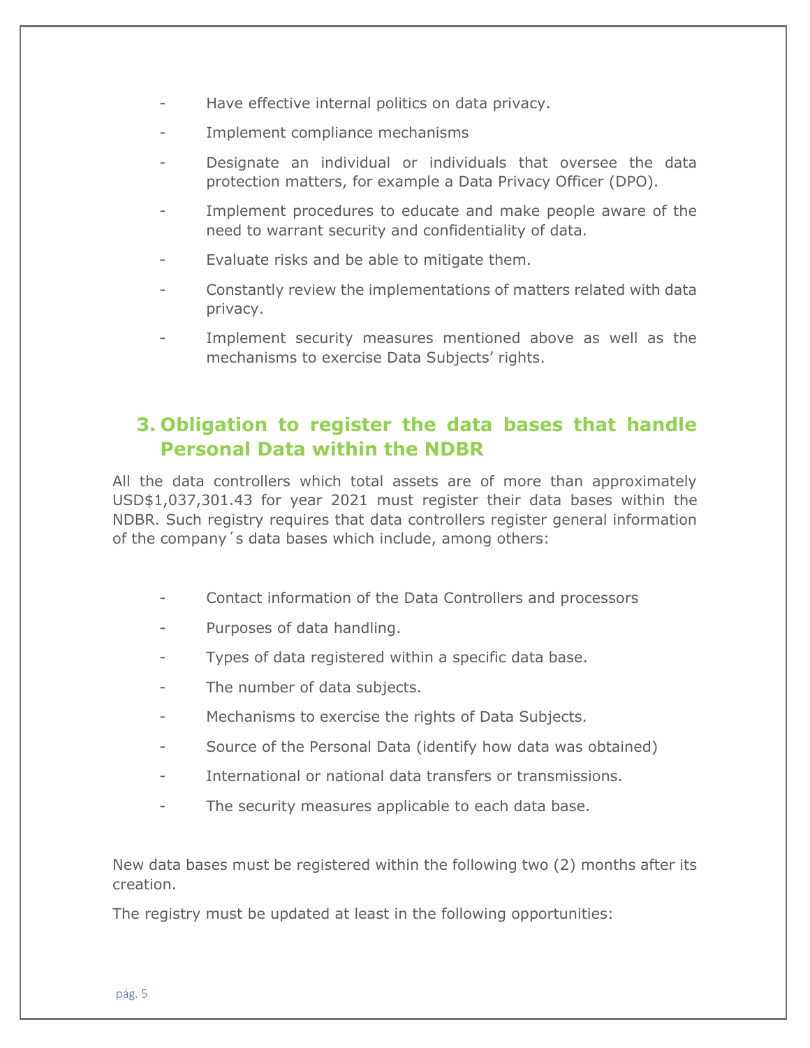- Have effective internal politics on data privacy.
- Implement compliance mechanisms
- Designate an individual or individuals that oversee the data protection matters, for example a Data Privacy Officer (DPO).
- Implement procedures to educate and make people aware of the need to warrant security and confidentiality of data.
- Evaluate risks and be able to mitigate them.
- Constantly review the implementations of matters related with data privacy.
- Implement security measures mentioned above as well as the mechanisms to exercise Data Subjects' rights.

## 3. Obligation to register the data bases that handle Personal Data within the NDBR

All the data controllers which total assets are of more than approximately USD$1,037,301.43 for year 2021 must register their data bases within the NDBR. Such registry requires that data controllers register general information of the company´s data bases which include, among others:

- Contact information of the Data Controllers and processors
- Purposes of data handling.
- Types of data registered within a specific data base.
- The number of data subjects.
- Mechanisms to exercise the rights of Data Subjects.
- Source of the Personal Data (identify how data was obtained)
- International or national data transfers or transmissions.
- The security measures applicable to each data base.

New data bases must be registered within the following two (2) months after its creation.

The registry must be updated at least in the following opportunities: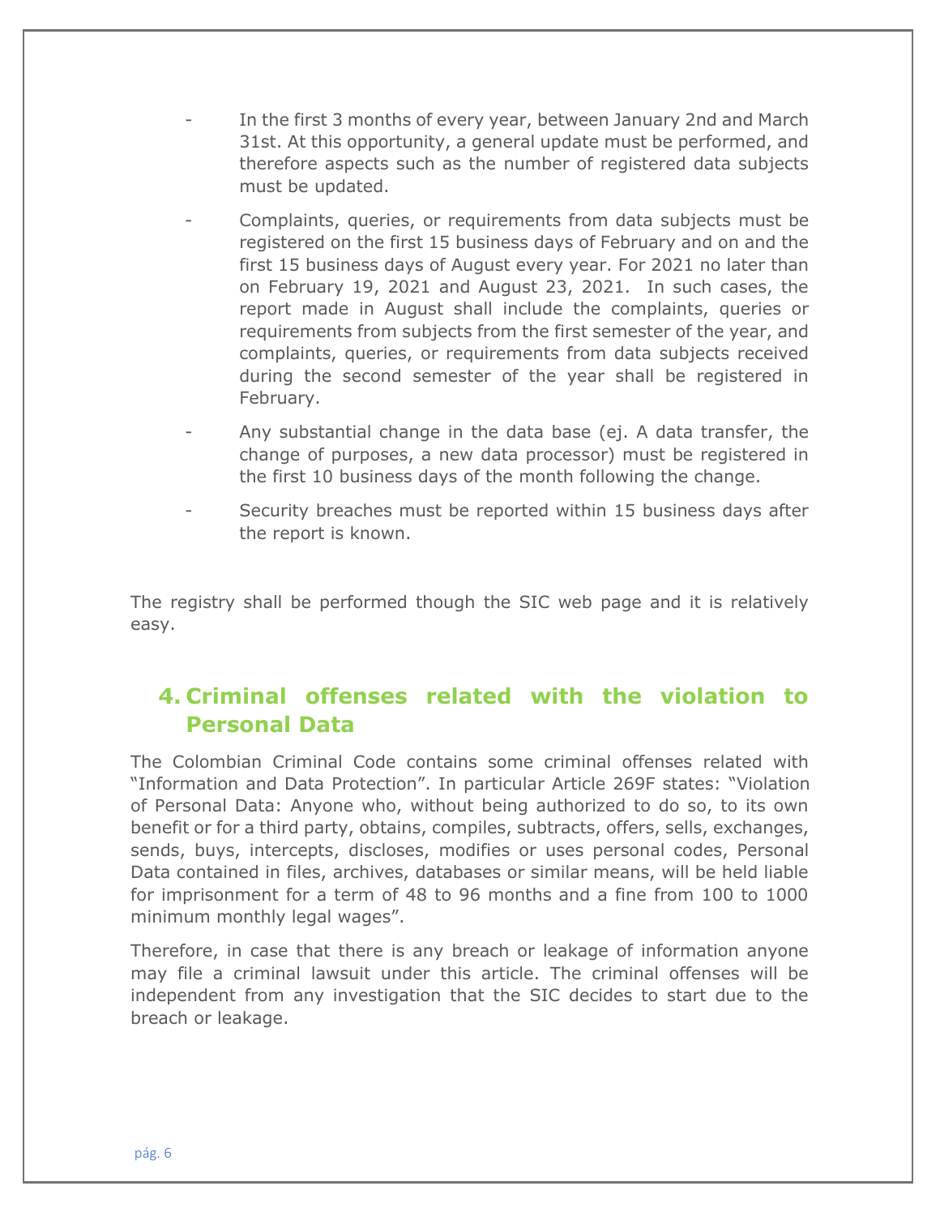- In the first 3 months of every year, between January 2nd and March 31st. At this opportunity, a general update must be performed, and therefore aspects such as the number of registered data subjects must be updated.
- Complaints, queries, or requirements from data subjects must be registered on the first 15 business days of February and on and the first 15 business days of August every year. For 2021 no later than on February 19, 2021 and August 23, 2021. In such cases, the report made in August shall include the complaints, queries or requirements from subjects from the first semester of the year, and complaints, queries, or requirements from data subjects received during the second semester of the year shall be registered in February.
- Any substantial change in the data base (ej. A data transfer, the change of purposes, a new data processor) must be registered in the first 10 business days of the month following the change.
- Security breaches must be reported within 15 business days after the report is known.

The registry shall be performed though the SIC web page and it is relatively easy.

## 4. Criminal offenses related with the violation to Personal Data

The Colombian Criminal Code contains some criminal offenses related with "Information and Data Protection". In particular Article 269F states: "Violation of Personal Data: Anyone who, without being authorized to do so, to its own benefit or for a third party, obtains, compiles, subtracts, offers, sells, exchanges, sends, buys, intercepts, discloses, modifies or uses personal codes, Personal Data contained in files, archives, databases or similar means, will be held liable for imprisonment for a term of 48 to 96 months and a fine from 100 to 1000 minimum monthly legal wages".

Therefore, in case that there is any breach or leakage of information anyone may file a criminal lawsuit under this article. The criminal offenses will be independent from any investigation that the SIC decides to start due to the breach or leakage.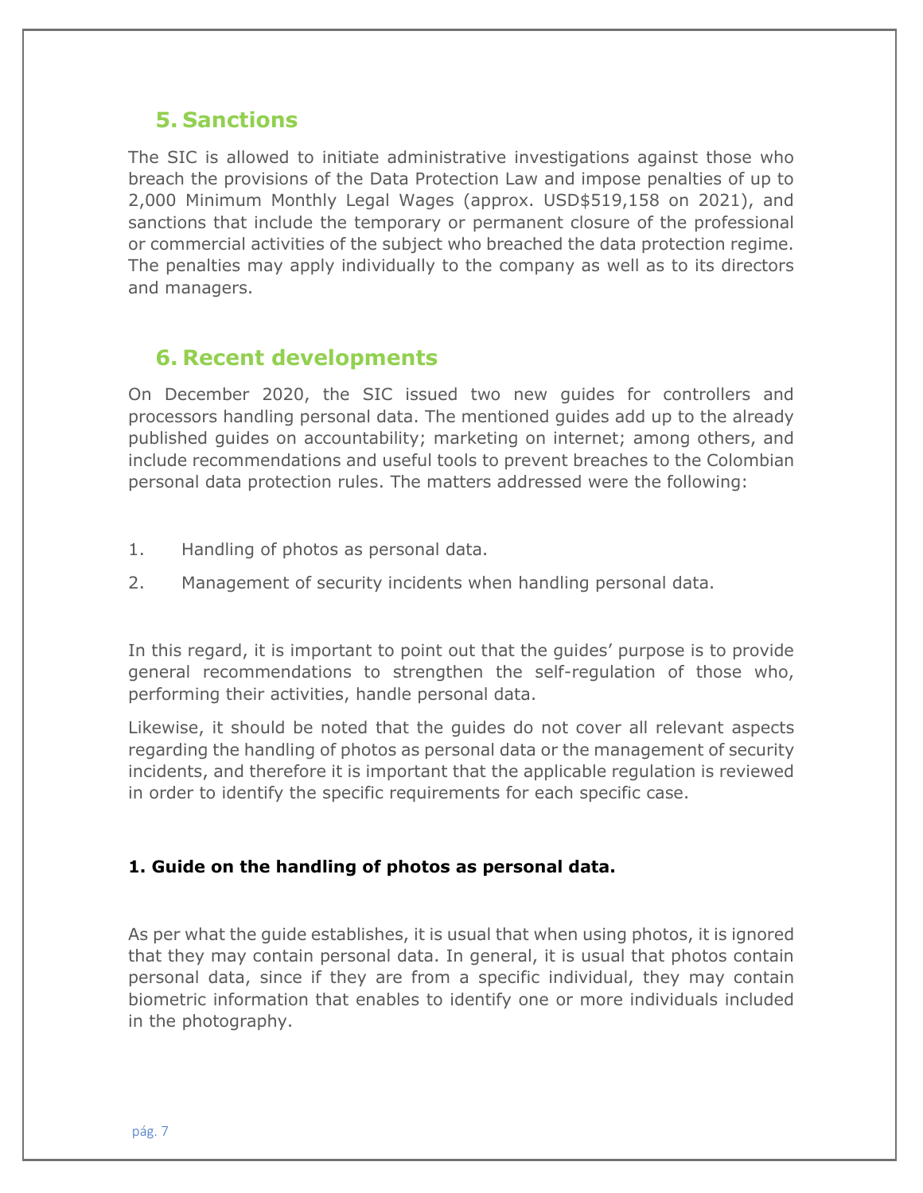## 5. Sanctions

The SIC is allowed to initiate administrative investigations against those who breach the provisions of the Data Protection Law and impose penalties of up to 2,000 Minimum Monthly Legal Wages (approx. USD$519,158 on 2021), and sanctions that include the temporary or permanent closure of the professional or commercial activities of the subject who breached the data protection regime. The penalties may apply individually to the company as well as to its directors and managers.

## 6. Recent developments

On December 2020, the SIC issued two new guides for controllers and processors handling personal data. The mentioned guides add up to the already published guides on accountability; marketing on internet; among others, and include recommendations and useful tools to prevent breaches to the Colombian personal data protection rules. The matters addressed were the following:

1. Handling of photos as personal data.
2. Management of security incidents when handling personal data.

In this regard, it is important to point out that the guides' purpose is to provide general recommendations to strengthen the self-regulation of those who, performing their activities, handle personal data.

Likewise, it should be noted that the guides do not cover all relevant aspects regarding the handling of photos as personal data or the management of security incidents, and therefore it is important that the applicable regulation is reviewed in order to identify the specific requirements for each specific case.

**1. Guide on the handling of photos as personal data.**

As per what the guide establishes, it is usual that when using photos, it is ignored that they may contain personal data. In general, it is usual that photos contain personal data, since if they are from a specific individual, they may contain biometric information that enables to identify one or more individuals included in the photography.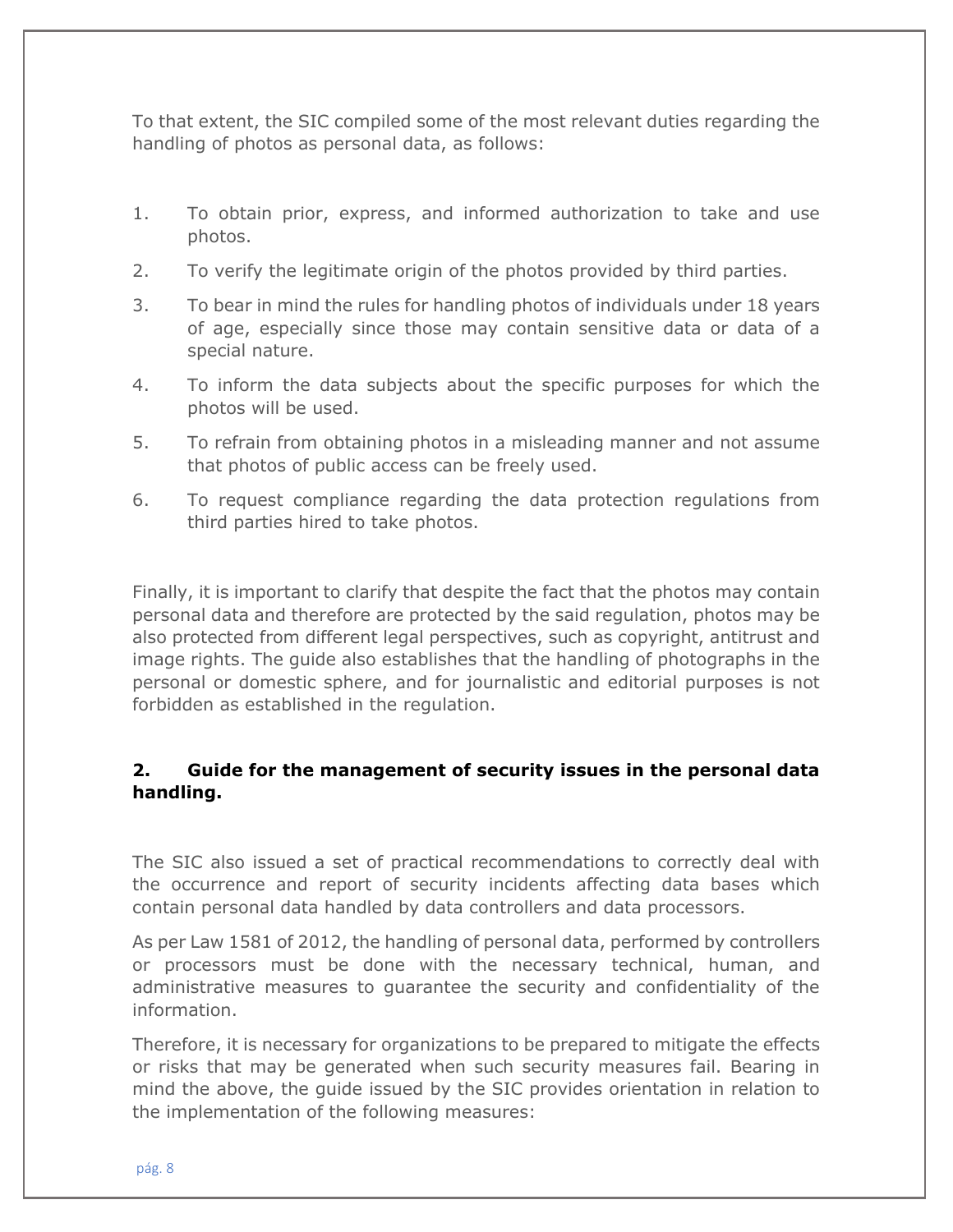To that extent, the SIC compiled some of the most relevant duties regarding the handling of photos as personal data, as follows:

1. To obtain prior, express, and informed authorization to take and use photos.
2. To verify the legitimate origin of the photos provided by third parties.
3. To bear in mind the rules for handling photos of individuals under 18 years of age, especially since those may contain sensitive data or data of a special nature.
4. To inform the data subjects about the specific purposes for which the photos will be used.
5. To refrain from obtaining photos in a misleading manner and not assume that photos of public access can be freely used.
6. To request compliance regarding the data protection regulations from third parties hired to take photos.

Finally, it is important to clarify that despite the fact that the photos may contain personal data and therefore are protected by the said regulation, photos may be also protected from different legal perspectives, such as copyright, antitrust and image rights. The guide also establishes that the handling of photographs in the personal or domestic sphere, and for journalistic and editorial purposes is not forbidden as established in the regulation.

## 2. Guide for the management of security issues in the personal data handling.

The SIC also issued a set of practical recommendations to correctly deal with the occurrence and report of security incidents affecting data bases which contain personal data handled by data controllers and data processors.

As per Law 1581 of 2012, the handling of personal data, performed by controllers or processors must be done with the necessary technical, human, and administrative measures to guarantee the security and confidentiality of the information.

Therefore, it is necessary for organizations to be prepared to mitigate the effects or risks that may be generated when such security measures fail. Bearing in mind the above, the guide issued by the SIC provides orientation in relation to the implementation of the following measures: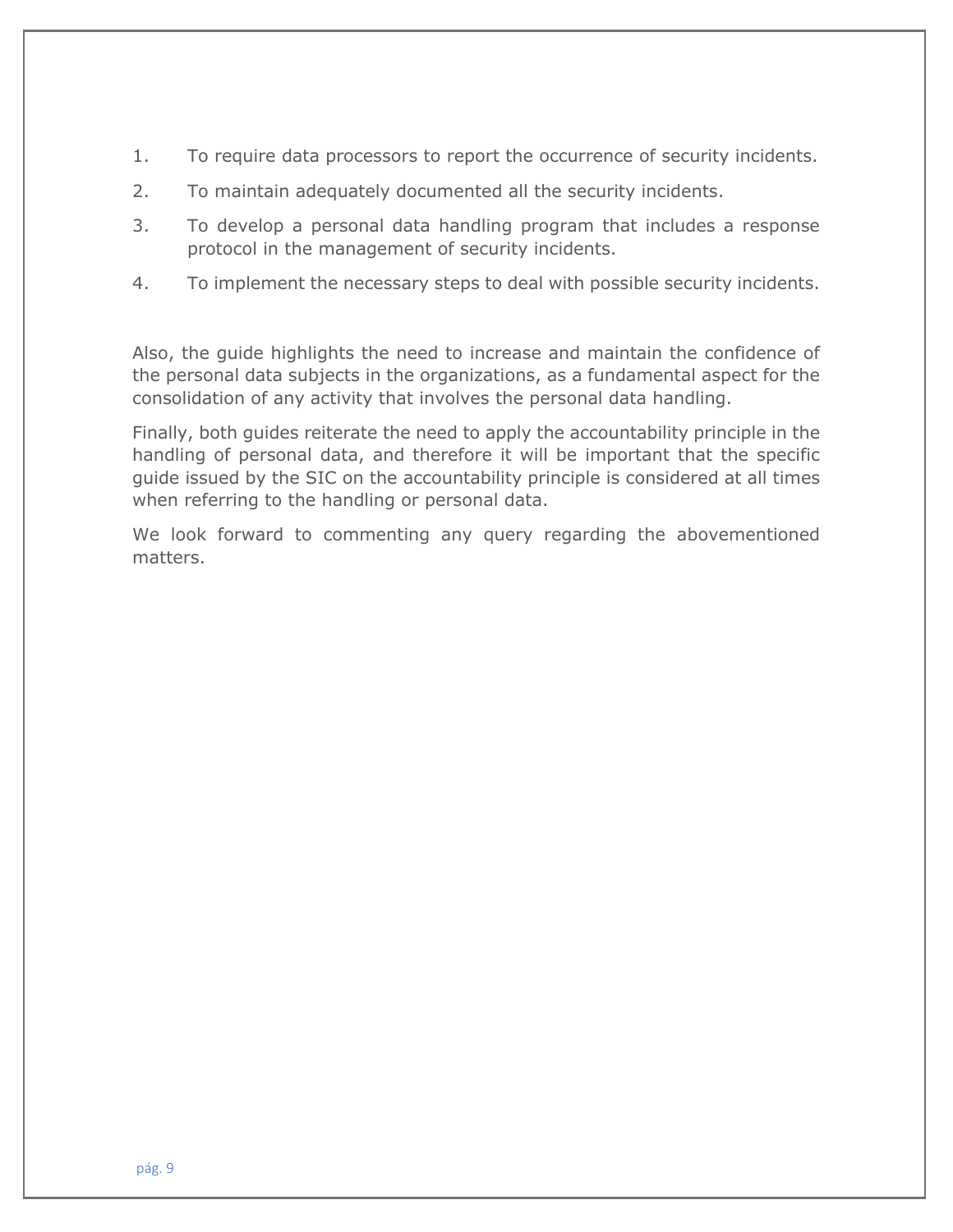1. To require data processors to report the occurrence of security incidents.
2. To maintain adequately documented all the security incidents.
3. To develop a personal data handling program that includes a response protocol in the management of security incidents.
4. To implement the necessary steps to deal with possible security incidents.

Also, the guide highlights the need to increase and maintain the confidence of the personal data subjects in the organizations, as a fundamental aspect for the consolidation of any activity that involves the personal data handling.

Finally, both guides reiterate the need to apply the accountability principle in the handling of personal data, and therefore it will be important that the specific guide issued by the SIC on the accountability principle is considered at all times when referring to the handling or personal data.

We look forward to commenting any query regarding the abovementioned matters.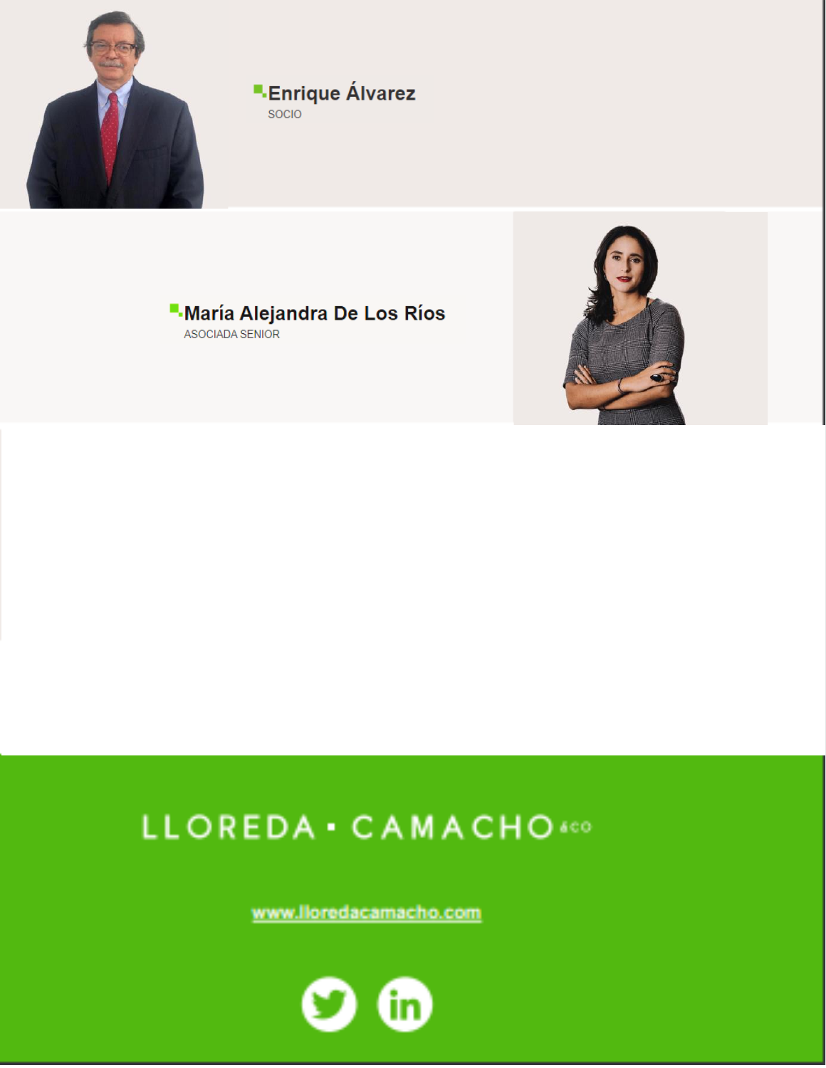**Enrique Álvarez**
SOCIO

**María Alejandra De Los Ríos**
ASOCIADA SENIOR

LLOREDA · CAMACHO &CO

www.lloredacamacho.com